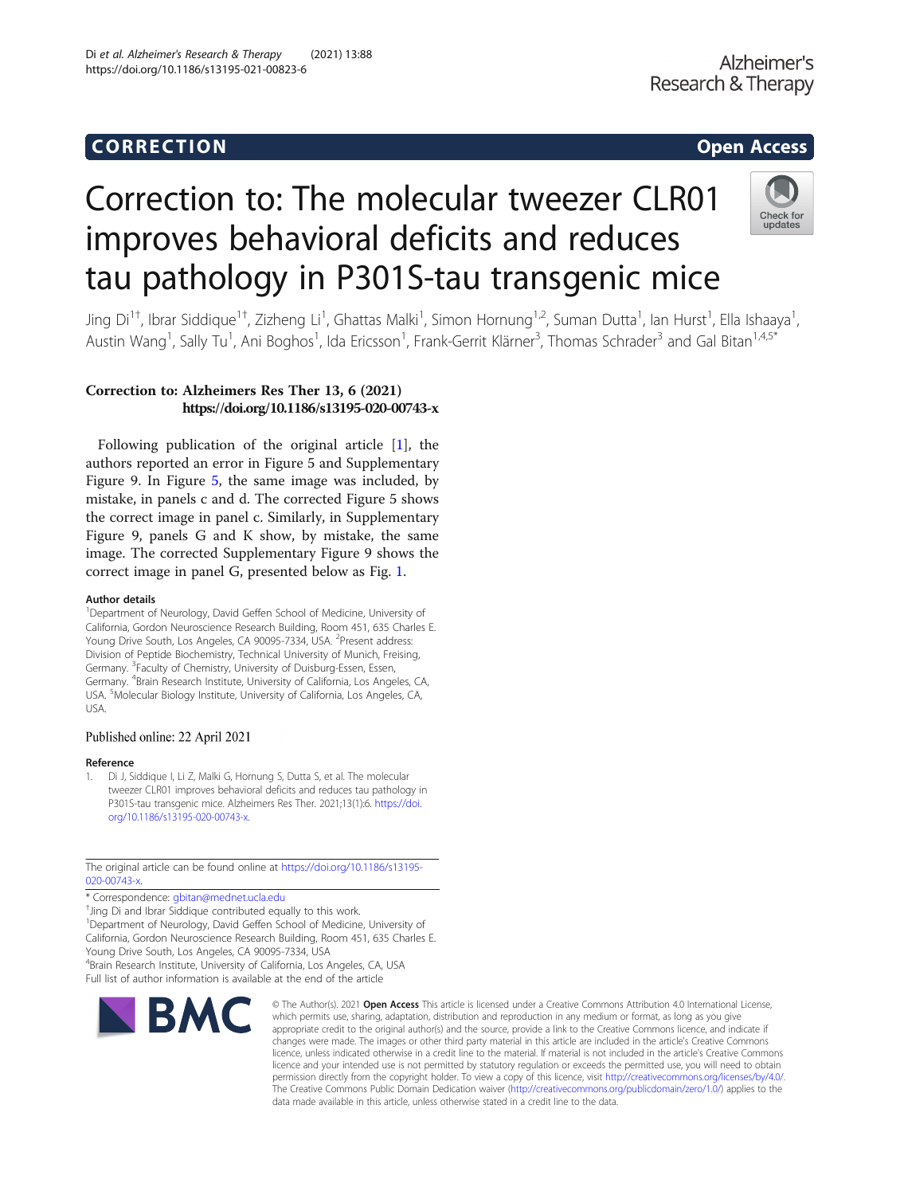CORRECTION Open Access

# Correction to: The molecular tweezer CLR01 improves behavioral deficits and reduces tau pathology in P301S-tau transgenic mice

Jing Di[1†], Ibrar Siddique[1†], Zizheng Li[1], Ghattas Malki[1], Simon Hornung[1,2], Suman Dutta[1], Ian Hurst[1], Ella Ishaaya[1], Austin Wang[1], Sally Tu[1], Ani Boghos[1], Ida Ericsson[1], Frank-Gerrit Klärner[3], Thomas Schrader[3] and Gal Bitan[1,4,5*]

**Correction to: Alzheimers Res Ther 13, 6 (2021)**
**https://doi.org/10.1186/s13195-020-00743-x**

Following publication of the original article [1], the authors reported an error in Figure 5 and Supplementary Figure 9. In Figure 5, the same image was included, by mistake, in panels c and d. The corrected Figure 5 shows the correct image in panel c. Similarly, in Supplementary Figure 9, panels G and K show, by mistake, the same image. The corrected Supplementary Figure 9 shows the correct image in panel G, presented below as Fig. 1.

### Author details

[1]Department of Neurology, David Geffen School of Medicine, University of California, Gordon Neuroscience Research Building, Room 451, 635 Charles E. Young Drive South, Los Angeles, CA 90095-7334, USA. [2]Present address: Division of Peptide Biochemistry, Technical University of Munich, Freising, Germany. [3]Faculty of Chemistry, University of Duisburg-Essen, Essen, Germany. [4]Brain Research Institute, University of California, Los Angeles, CA, USA. [5]Molecular Biology Institute, University of California, Los Angeles, CA, USA.

Published online: 22 April 2021

### Reference

1. Di J, Siddique I, Li Z, Malki G, Hornung S, Dutta S, et al. The molecular tweezer CLR01 improves behavioral deficits and reduces tau pathology in P301S-tau transgenic mice. Alzheimers Res Ther. 2021;13(1):6. https://doi.org/10.1186/s13195-020-00743-x.

The original article can be found online at https://doi.org/10.1186/s13195-020-00743-x.

\* Correspondence: gbitan@mednet.ucla.edu
†Jing Di and Ibrar Siddique contributed equally to this work.
[1]Department of Neurology, David Geffen School of Medicine, University of California, Gordon Neuroscience Research Building, Room 451, 635 Charles E. Young Drive South, Los Angeles, CA 90095-7334, USA
[4]Brain Research Institute, University of California, Los Angeles, CA, USA
Full list of author information is available at the end of the article

© The Author(s). 2021 **Open Access** This article is licensed under a Creative Commons Attribution 4.0 International License, which permits use, sharing, adaptation, distribution and reproduction in any medium or format, as long as you give appropriate credit to the original author(s) and the source, provide a link to the Creative Commons licence, and indicate if changes were made. The images or other third party material in this article are included in the article's Creative Commons licence, unless indicated otherwise in a credit line to the material. If material is not included in the article's Creative Commons licence and your intended use is not permitted by statutory regulation or exceeds the permitted use, you will need to obtain permission directly from the copyright holder. To view a copy of this licence, visit http://creativecommons.org/licenses/by/4.0/. The Creative Commons Public Domain Dedication waiver (http://creativecommons.org/publicdomain/zero/1.0/) applies to the data made available in this article, unless otherwise stated in a credit line to the data.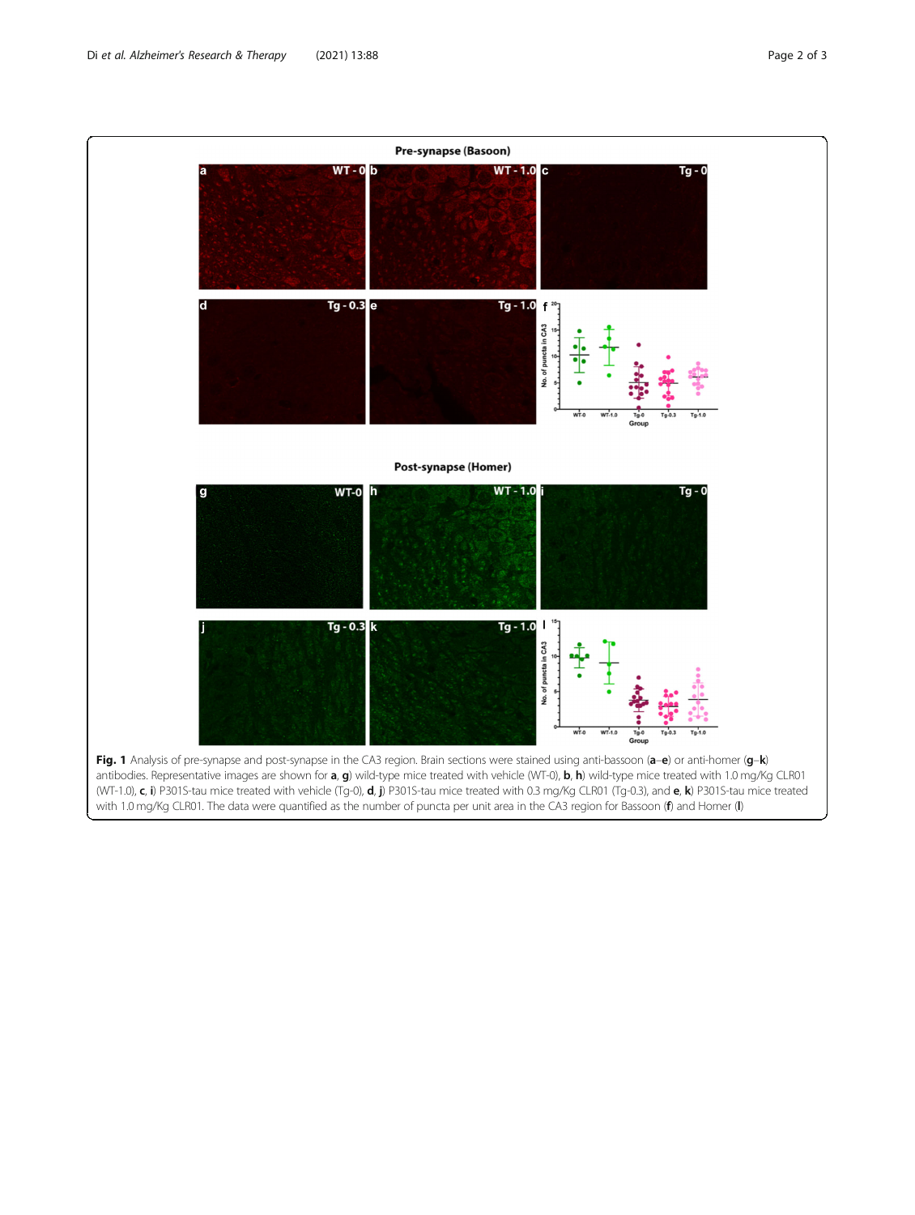**Fig. 1** Analysis of pre-synapse and post-synapse in the CA3 region. Brain sections were stained using anti-bassoon (**a**–**e**) or anti-homer (**g**–**k**) antibodies. Representative images are shown for **a**, **g**) wild-type mice treated with vehicle (WT-0), **b**, **h**) wild-type mice treated with 1.0 mg/Kg CLR01 (WT-1.0), **c**, **i**) P301S-tau mice treated with vehicle (Tg-0), **d**, **j**) P301S-tau mice treated with 0.3 mg/Kg CLR01 (Tg-0.3), and **e**, **k**) P301S-tau mice treated with 1.0 mg/Kg CLR01. The data were quantified as the number of puncta per unit area in the CA3 region for Bassoon (**f**) and Homer (**l**)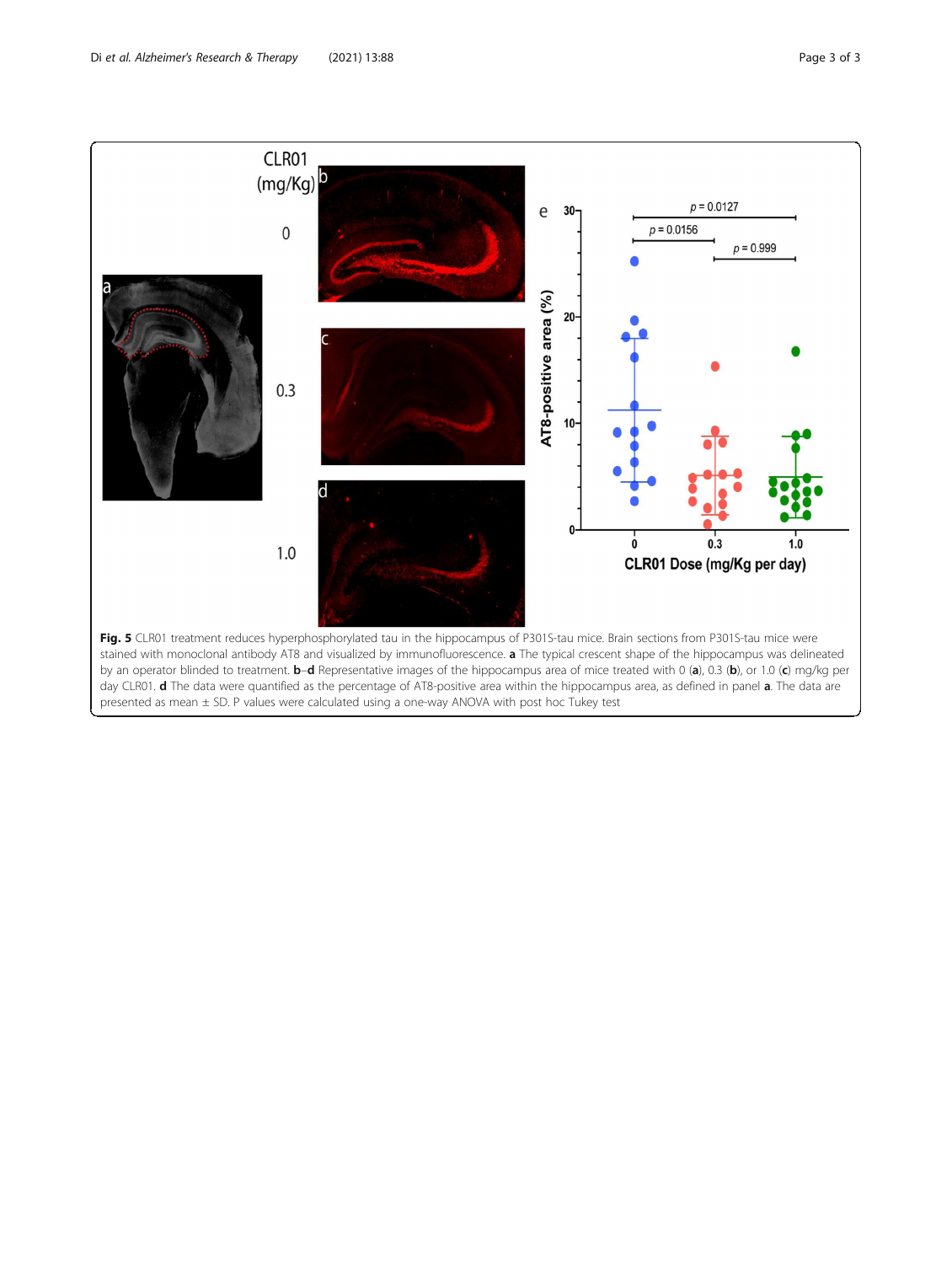CLR01 (mg/Kg)

0

0.3

1.0

a

b

c

d

e

AT8-positive area (%)

30

20

10

0

p = 0.0127

p = 0.0156

p = 0.999

0

0.3

1.0

CLR01 Dose (mg/Kg per day)

**Fig. 5** CLR01 treatment reduces hyperphosphorylated tau in the hippocampus of P301S-tau mice. Brain sections from P301S-tau mice were stained with monoclonal antibody AT8 and visualized by immunofluorescence. **a** The typical crescent shape of the hippocampus was delineated by an operator blinded to treatment. **b**–**d** Representative images of the hippocampus area of mice treated with 0 (**a**), 0.3 (**b**), or 1.0 (**c**) mg/kg per day CLR01. **d** The data were quantified as the percentage of AT8-positive area within the hippocampus area, as defined in panel **a**. The data are presented as mean ± SD. P values were calculated using a one-way ANOVA with post hoc Tukey test